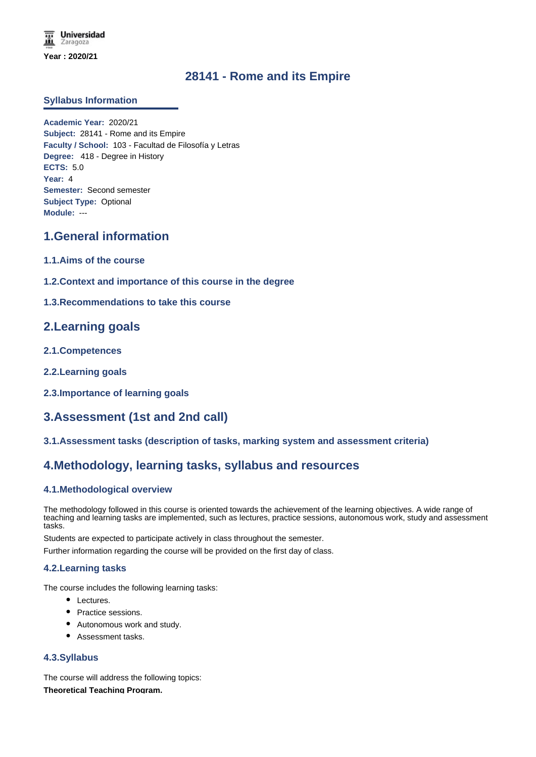Universidad Zaragoza

**Year : 2020/21**

# 28141 - Rome and its Empire

## Syllabus Information

**Academic Year:** 2020/21
**Subject:** 28141 - Rome and its Empire
**Faculty / School:** 103 - Facultad de Filosofía y Letras
**Degree:** 418 - Degree in History
**ECTS:** 5.0
**Year:** 4
**Semester:** Second semester
**Subject Type:** Optional
**Module:** ---

## 1.General information

### 1.1.Aims of the course

### 1.2.Context and importance of this course in the degree

### 1.3.Recommendations to take this course

## 2.Learning goals

### 2.1.Competences

### 2.2.Learning goals

### 2.3.Importance of learning goals

## 3.Assessment (1st and 2nd call)

### 3.1.Assessment tasks (description of tasks, marking system and assessment criteria)

## 4.Methodology, learning tasks, syllabus and resources

### 4.1.Methodological overview

The methodology followed in this course is oriented towards the achievement of the learning objectives. A wide range of teaching and learning tasks are implemented, such as lectures, practice sessions, autonomous work, study and assessment tasks.

Students are expected to participate actively in class throughout the semester.

Further information regarding the course will be provided on the first day of class.

### 4.2.Learning tasks

The course includes the following learning tasks:

- Lectures.
- Practice sessions.
- Autonomous work and study.
- Assessment tasks.

### 4.3.Syllabus

The course will address the following topics:

**Theoretical Teaching Program.**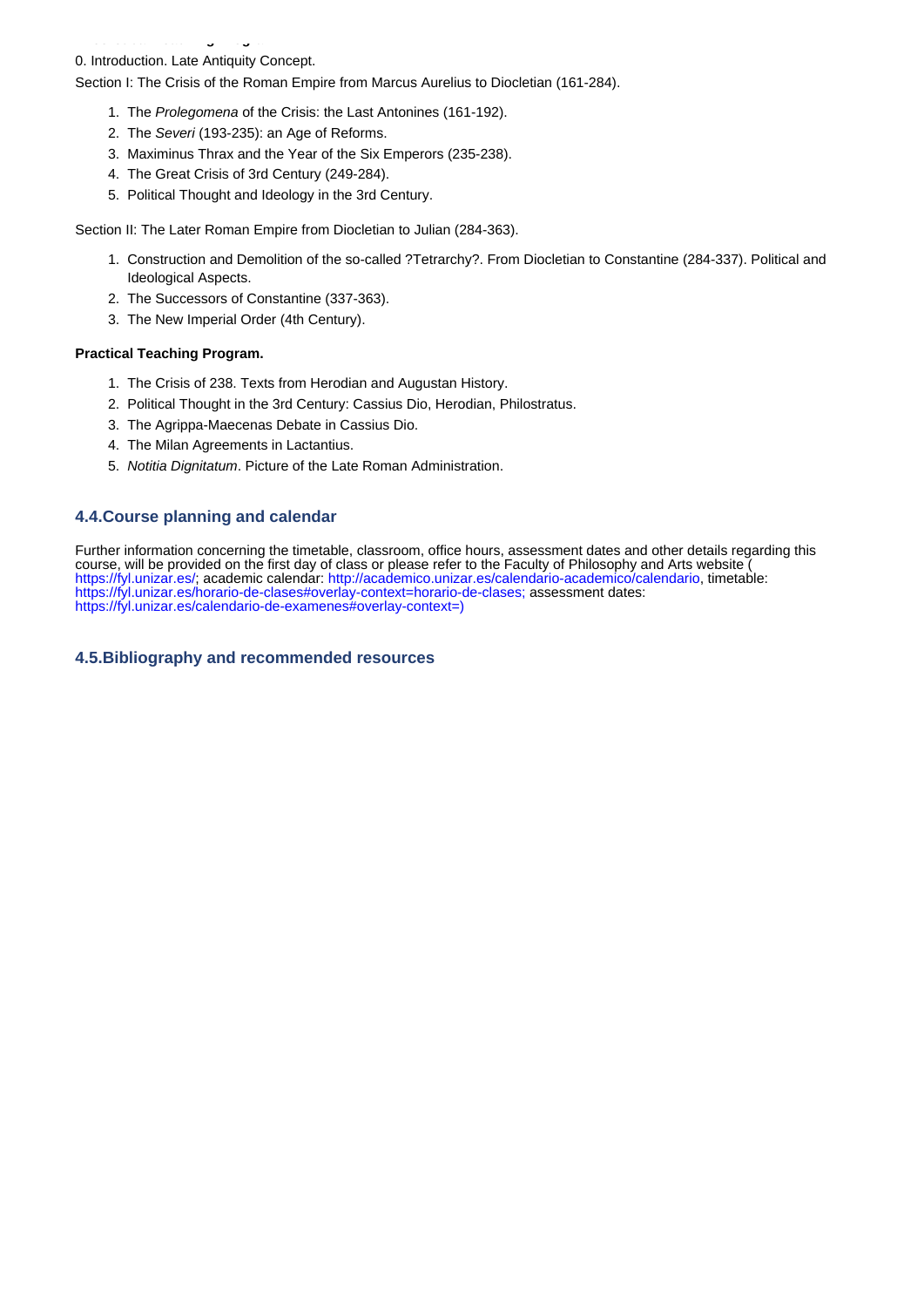0. Introduction. Late Antiquity Concept.

Section I: The Crisis of the Roman Empire from Marcus Aurelius to Diocletian (161-284).

1. The *Prolegomena* of the Crisis: the Last Antonines (161-192).
2. The *Severi* (193-235): an Age of Reforms.
3. Maximinus Thrax and the Year of the Six Emperors (235-238).
4. The Great Crisis of 3rd Century (249-284).
5. Political Thought and Ideology in the 3rd Century.

Section II: The Later Roman Empire from Diocletian to Julian (284-363).

1. Construction and Demolition of the so-called ?Tetrarchy?. From Diocletian to Constantine (284-337). Political and Ideological Aspects.
2. The Successors of Constantine (337-363).
3. The New Imperial Order (4th Century).

**Practical Teaching Program.**

1. The Crisis of 238. Texts from Herodian and Augustan History.
2. Political Thought in the 3rd Century: Cassius Dio, Herodian, Philostratus.
3. The Agrippa-Maecenas Debate in Cassius Dio.
4. The Milan Agreements in Lactantius.
5. *Notitia Dignitatum*. Picture of the Late Roman Administration.

### 4.4.Course planning and calendar

Further information concerning the timetable, classroom, office hours, assessment dates and other details regarding this course, will be provided on the first day of class or please refer to the Faculty of Philosophy and Arts website ( https://fyl.unizar.es/; academic calendar: http://academico.unizar.es/calendario-academico/calendario, timetable: https://fyl.unizar.es/horario-de-clases#overlay-context=horario-de-clases; assessment dates: https://fyl.unizar.es/calendario-de-examenes#overlay-context=)

### 4.5.Bibliography and recommended resources